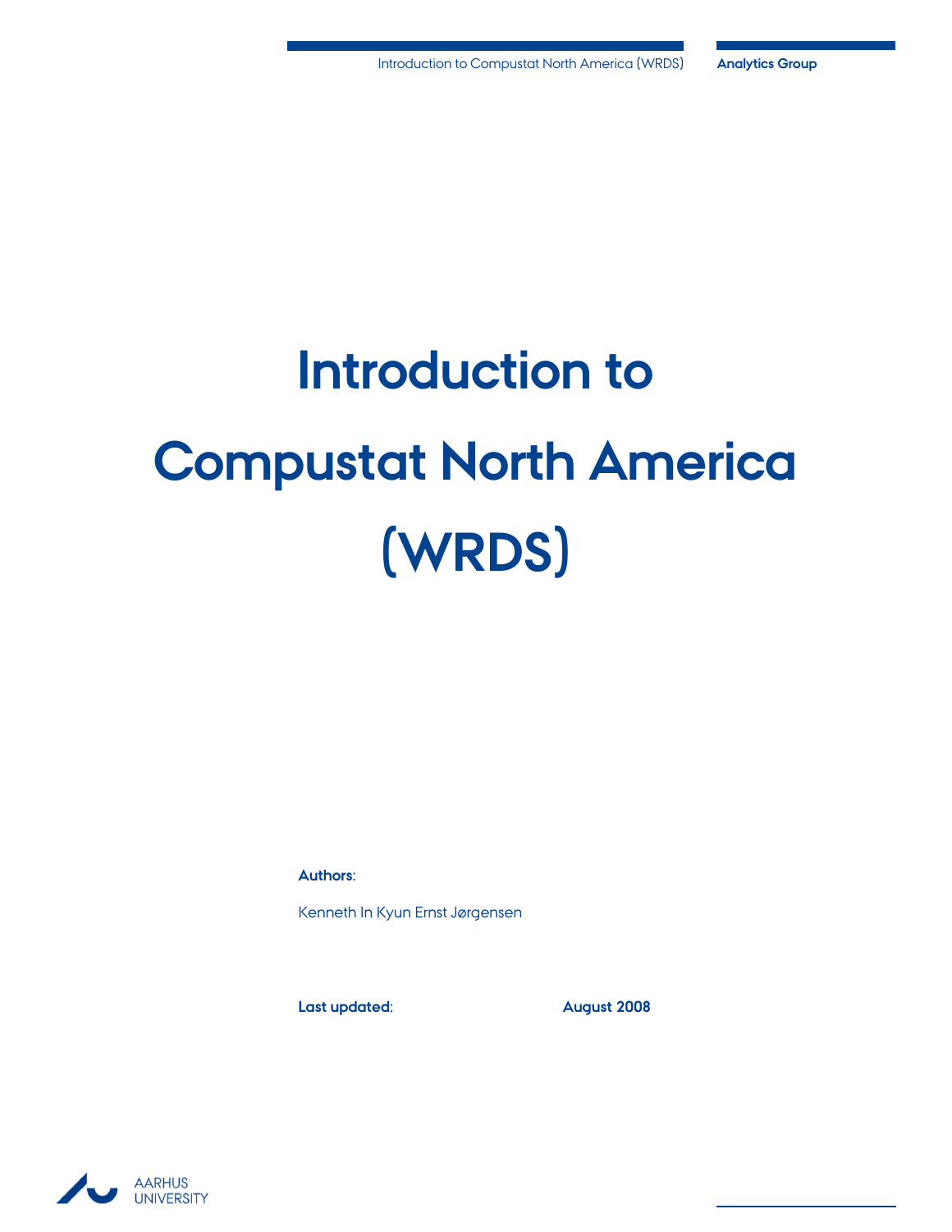# Introduction to Compustat North America (WRDS)

**Authors**:

Kenneth In Kyun Ernst Jørgensen

**Last updated**: **August 2008**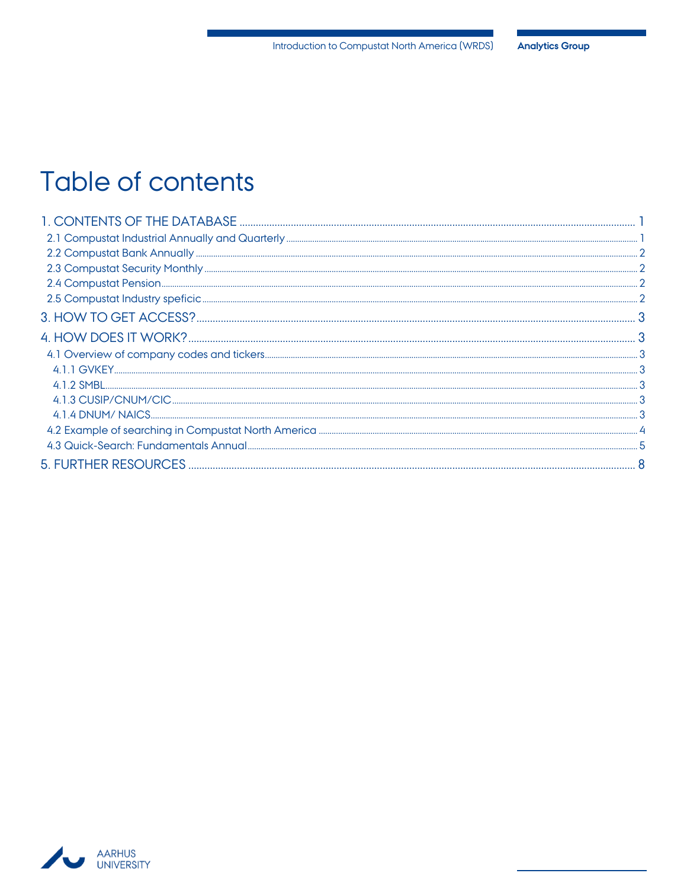# Table of contents

1. CONTENTS OF THE DATABASE ..... 1
   - 2.1 Compustat Industrial Annually and Quarterly ..... 1
   - 2.2 Compustat Bank Annually ..... 2
   - 2.3 Compustat Security Monthly ..... 2
   - 2.4 Compustat Pension ..... 2
   - 2.5 Compustat Industry speficic ..... 2

3. HOW TO GET ACCESS? ..... 3

4. HOW DOES IT WORK? ..... 3
   - 4.1 Overview of company codes and tickers ..... 3
     - 4.1.1 GVKEY ..... 3
     - 4.1.2 SMBL ..... 3
     - 4.1.3 CUSIP/CNUM/CIC ..... 3
     - 4.1.4 DNUM/ NAICS ..... 3
   - 4.2 Example of searching in Compustat North America ..... 4
   - 4.3 Quick-Search: Fundamentals Annual ..... 5

5. FURTHER RESOURCES ..... 8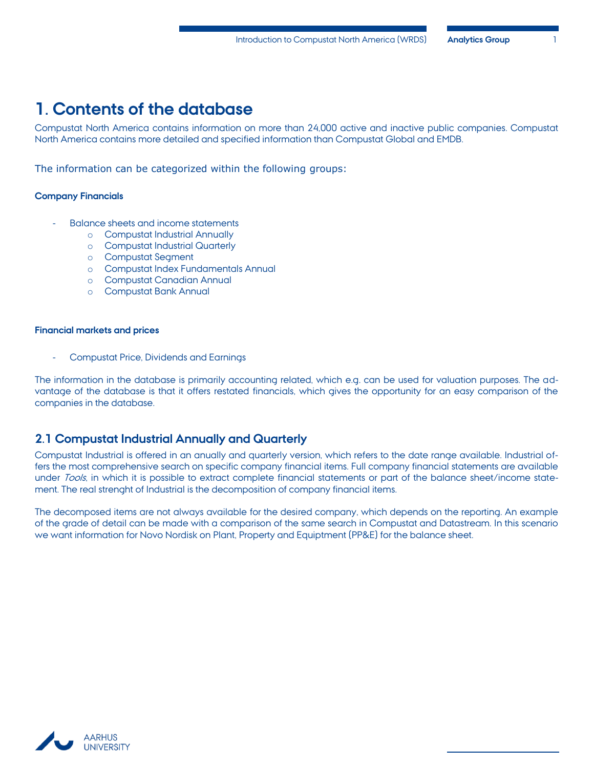# 1. Contents of the database

Compustat North America contains information on more than 24,000 active and inactive public companies. Compustat North America contains more detailed and specified information than Compustat Global and EMDB.

The information can be categorized within the following groups:

**Company Financials**

- Balance sheets and income statements
  - Compustat Industrial Annually
  - Compustat Industrial Quarterly
  - Compustat Segment
  - Compustat Index Fundamentals Annual
  - Compustat Canadian Annual
  - Compustat Bank Annual

**Financial markets and prices**

- Compustat Price, Dividends and Earnings

The information in the database is primarily accounting related, which e.g. can be used for valuation purposes. The advantage of the database is that it offers restated financials, which gives the opportunity for an easy comparison of the companies in the database.

## 2.1 Compustat Industrial Annually and Quarterly

Compustat Industrial is offered in an anually and quarterly version, which refers to the date range available. Industrial offers the most comprehensive search on specific company financial items. Full company financial statements are available under *Tools*, in which it is possible to extract complete financial statements or part of the balance sheet/income statement. The real strenght of Industrial is the decomposition of company financial items.

The decomposed items are not always available for the desired company, which depends on the reporting. An example of the grade of detail can be made with a comparison of the same search in Compustat and Datastream. In this scenario we want information for Novo Nordisk on Plant, Property and Equiptment (PP&E) for the balance sheet.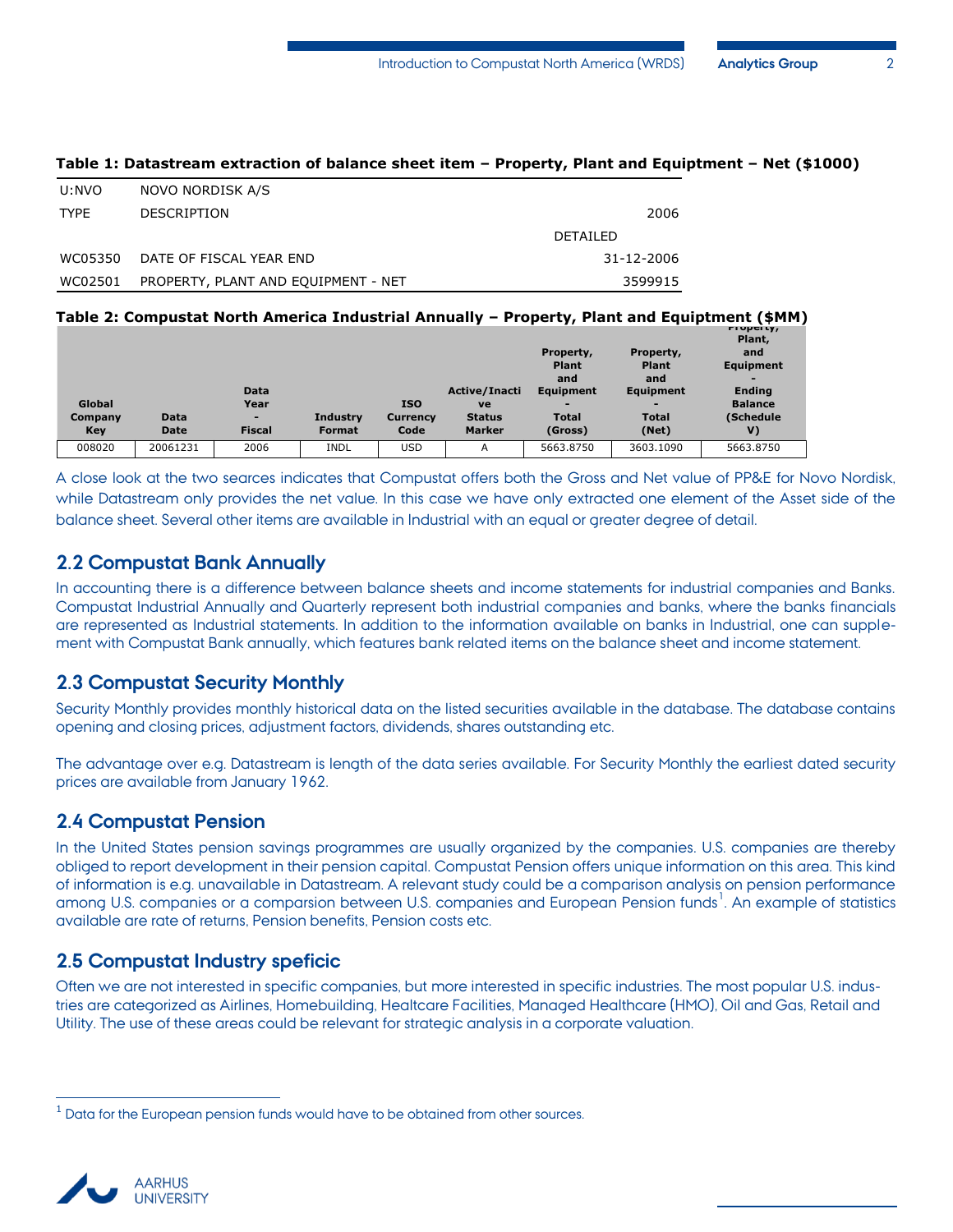**Table 1: Datastream extraction of balance sheet item – Property, Plant and Equiptment – Net ($1000)**

| U:NVO | NOVO NORDISK A/S | |
|---|---|---|
| TYPE | DESCRIPTION | 2006 |
| | | DETAILED |
| WC05350 | DATE OF FISCAL YEAR END | 31-12-2006 |
| WC02501 | PROPERTY, PLANT AND EQUIPMENT - NET | 3599915 |

**Table 2: Compustat North America Industrial Annually – Property, Plant and Equiptment ($MM)**

| Global Company Key | Data Date | Data Year - Fiscal | Industry Format | ISO Currency Code | Active/Inactive Status Marker | Property, Plant and Equipment - Total (Gross) | Property, Plant and Equipment - Total (Net) | Property, Plant, and Equipment - Ending Balance (Schedule V) |
|---|---|---|---|---|---|---|---|---|
| 008020 | 20061231 | 2006 | INDL | USD | A | 5663.8750 | 3603.1090 | 5663.8750 |

A close look at the two searces indicates that Compustat offers both the Gross and Net value of PP&E for Novo Nordisk, while Datastream only provides the net value. In this case we have only extracted one element of the Asset side of the balance sheet. Several other items are available in Industrial with an equal or greater degree of detail.

## 2.2 Compustat Bank Annually

In accounting there is a difference between balance sheets and income statements for industrial companies and Banks. Compustat Industrial Annually and Quarterly represent both industrial companies and banks, where the banks financials are represented as Industrial statements. In addition to the information available on banks in Industrial, one can supplement with Compustat Bank annually, which features bank related items on the balance sheet and income statement.

## 2.3 Compustat Security Monthly

Security Monthly provides monthly historical data on the listed securities available in the database. The database contains opening and closing prices, adjustment factors, dividends, shares outstanding etc.

The advantage over e.g. Datastream is length of the data series available. For Security Monthly the earliest dated security prices are available from January 1962.

## 2.4 Compustat Pension

In the United States pension savings programmes are usually organized by the companies. U.S. companies are thereby obliged to report development in their pension capital. Compustat Pension offers unique information on this area. This kind of information is e.g. unavailable in Datastream. A relevant study could be a comparison analysis on pension performance among U.S. companies or a comparsion between U.S. companies and European Pension funds[1]. An example of statistics available are rate of returns, Pension benefits, Pension costs etc.

## 2.5 Compustat Industry speficic

Often we are not interested in specific companies, but more interested in specific industries. The most popular U.S. industries are categorized as Airlines, Homebuilding, Healtcare Facilities, Managed Healthcare (HMO), Oil and Gas, Retail and Utility. The use of these areas could be relevant for strategic analysis in a corporate valuation.

[1] Data for the European pension funds would have to be obtained from other sources.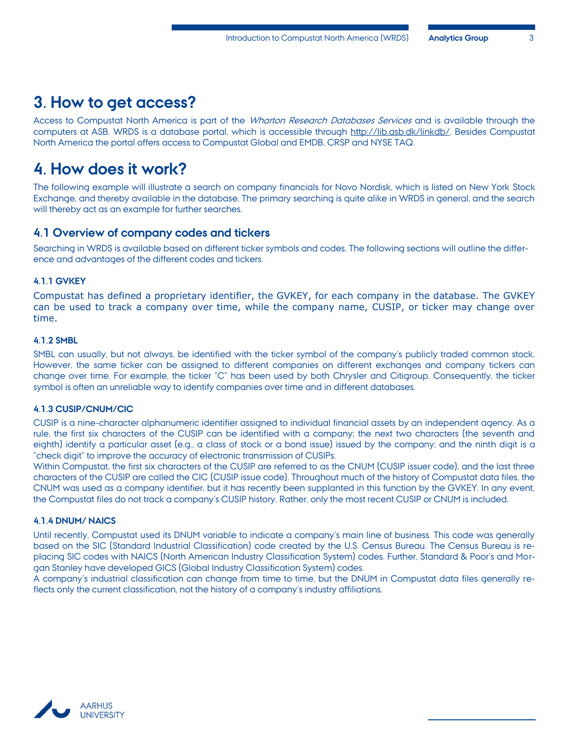# 3. How to get access?

Access to Compustat North America is part of the *Wharton Research Databases Services* and is available through the computers at ASB. WRDS is a database portal, which is accessible through http://lib.asb.dk/linkdb/. Besides Compustat North America the portal offers access to Compustat Global and EMDB, CRSP and NYSE TAQ.

# 4. How does it work?

The following example will illustrate a search on company financials for Novo Nordisk, which is listed on New York Stock Exchange, and thereby available in the database. The primary searching is quite alike in WRDS in general, and the search will thereby act as an example for further searches.

## 4.1 Overview of company codes and tickers

Searching in WRDS is available based on different ticker symbols and codes. The following sections will outline the difference and advantages of the different codes and tickers.

#### 4.1.1 GVKEY

Compustat has defined a proprietary identifier, the GVKEY, for each company in the database. The GVKEY can be used to track a company over time, while the company name, CUSIP, or ticker may change over time.

#### 4.1.2 SMBL

SMBL can usually, but not always, be identified with the ticker symbol of the company's publicly traded common stock. However, the same ticker can be assigned to different companies on different exchanges and company tickers can change over time. For example, the ticker "C" has been used by both Chrysler and Citigroup. Consequently, the ticker symbol is often an unreliable way to identify companies over time and in different databases.

#### 4.1.3 CUSIP/CNUM/CIC

CUSIP is a nine-character alphanumeric identifier assigned to individual financial assets by an independent agency. As a rule, the first six characters of the CUSIP can be identified with a company; the next two characters (the seventh and eighth) identify a particular asset (e.g., a class of stock or a bond issue) issued by the company; and the ninth digit is a "check digit" to improve the accuracy of electronic transmission of CUSIPs.

Within Compustat, the first six characters of the CUSIP are referred to as the CNUM (CUSIP issuer code), and the last three characters of the CUSIP are called the CIC (CUSIP issue code). Throughout much of the history of Compustat data files, the CNUM was used as a company identifier, but it has recently been supplanted in this function by the GVKEY. In any event, the Compustat files do not track a company's CUSIP history. Rather, only the most recent CUSIP or CNUM is included.

#### 4.1.4 DNUM/ NAICS

Until recently, Compustat used its DNUM variable to indicate a company's main line of business. This code was generally based on the SIC (Standard Industrial Classification) code created by the U.S. Census Bureau. The Census Bureau is replacing SIC codes with NAICS (North American Industry Classification System) codes. Further, Standard & Poor's and Morgan Stanley have developed GICS (Global Industry Classification System) codes.

A company's industrial classification can change from time to time, but the DNUM in Compustat data files generally reflects only the current classification, not the history of a company's industry affiliations.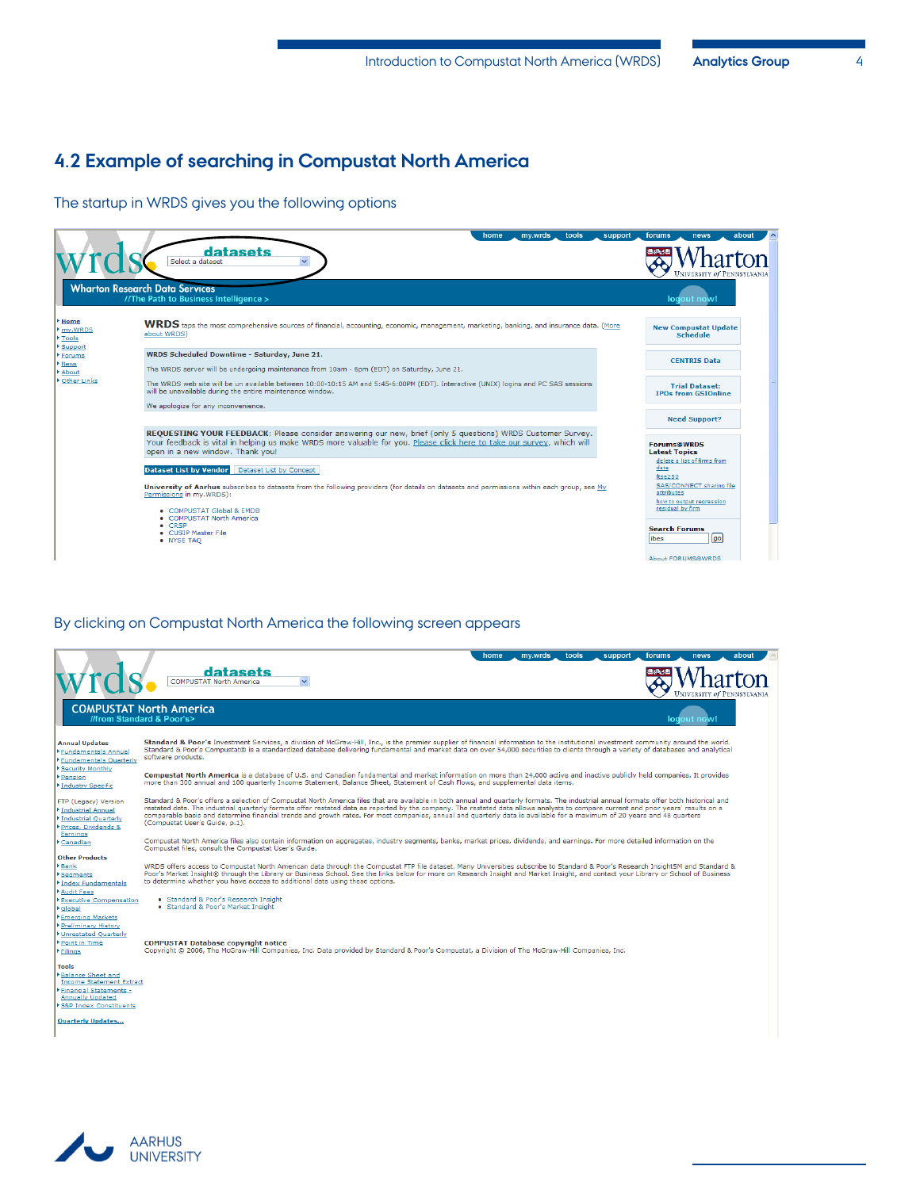## 4.2 Example of searching in Compustat North America

The startup in WRDS gives you the following options

By clicking on Compustat North America the following screen appears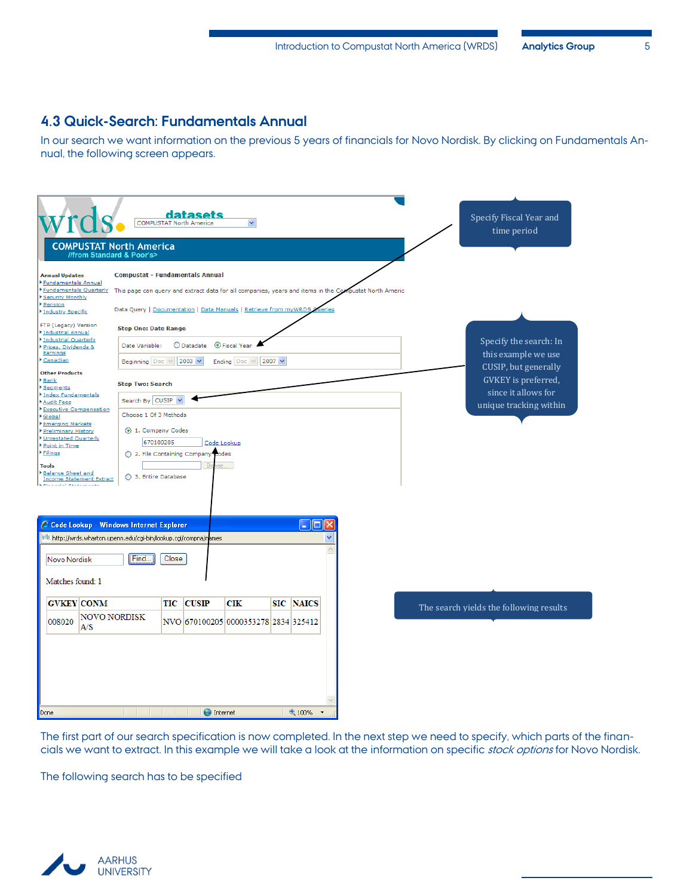## 4.3 Quick-Search: Fundamentals Annual

In our search we want information on the previous 5 years of financials for Novo Nordisk. By clicking on Fundamentals Annual, the following screen appears.

Specify Fiscal Year and time period

Specify the search: In this example we use CUSIP, but generally GVKEY is preferred, since it allows for unique tracking within

The search yields the following results

| GVKEY | CONM | TIC | CUSIP | CIK | SIC | NAICS |
|---|---|---|---|---|---|---|
| 008020 | NOVO NORDISK A/S | NVO | 670100205 | 0000353278 | 2834 | 325412 |

The first part of our search specification is now completed. In the next step we need to specify, which parts of the financials we want to extract. In this example we will take a look at the information on specific *stock options* for Novo Nordisk.

The following search has to be specified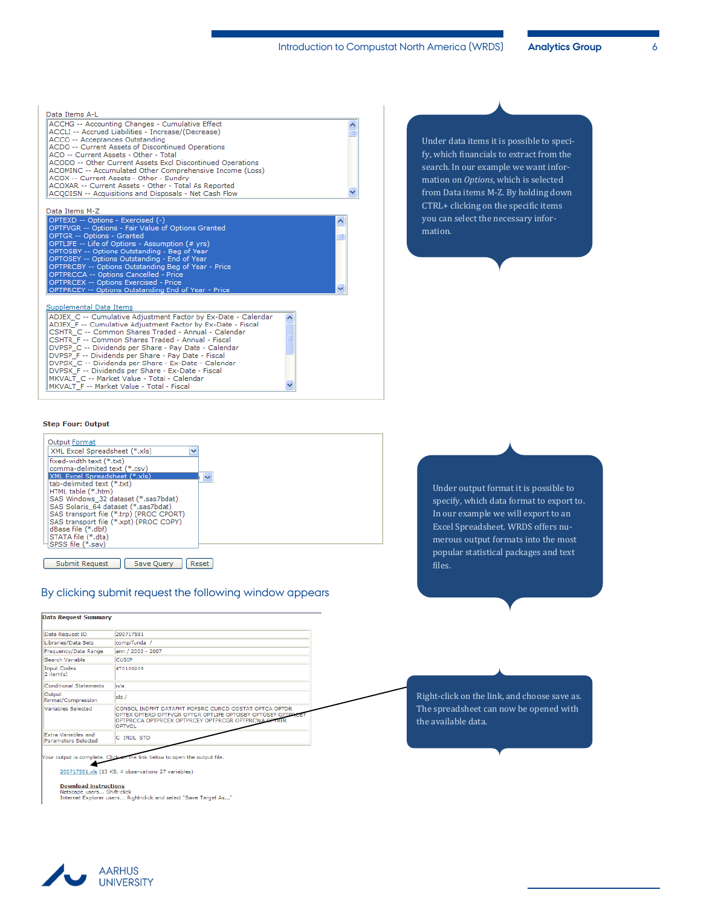Data Items A-L

- ACCHG -- Accounting Changes - Cumulative Effect
- ACCLI -- Accrued Liabilities - Increase/(Decrease)
- ACCO -- Acceptances Outstanding
- ACDO -- Current Assets of Discontinued Operations
- ACO -- Current Assets - Other - Total
- ACODO -- Other Current Assets Excl Discontinued Operations
- ACOMINC -- Accumulated Other Comprehensive Income (Loss)
- ACOX -- Current Assets - Other - Sundry
- ACOXAR -- Current Assets - Other - Total As Reported
- ACQDISN -- Acquisitions and Disposals - Net Cash Flow

Data Items M-Z

- OPTEXD -- Options - Exercised (-)
- OPTFVGR -- Options - Fair Value of Options Granted
- OPTGR -- Options - Granted
- OPTLIFE -- Life of Options - Assumption (# yrs)
- OPTOSBY -- Options Outstanding - Beg of Year
- OPTOSEY -- Options Outstanding - End of Year
- OPTPRCBY -- Options Outstanding Beg of Year - Price
- OPTPRCCA -- Options Cancelled - Price
- OPTPRCEX -- Options Exercised - Price
- OPTPRCEY -- Options Outstanding End of Year - Price

Supplemental Data Items

- ADJEX_C -- Cumulative Adjustment Factor by Ex-Date - Calendar
- ADJEX_F -- Cumulative Adjustment Factor by Ex-Date - Fiscal
- CSHTR_C -- Common Shares Traded - Annual - Calendar
- CSHTR_F -- Common Shares Traded - Annual - Fiscal
- DVPSP_C -- Dividends per Share - Pay Date - Calendar
- DVPSP_F -- Dividends per Share - Pay Date - Fiscal
- DVPSX_C -- Dividends per Share - Ex-Date - Calendar
- DVPSX_F -- Dividends per Share - Ex-Date - Fiscal
- MKVALT_C -- Market Value - Total - Calendar
- MKVALT_F -- Market Value - Total - Fiscal

Under data items it is possible to specify, which financials to extract from the search. In our example we want information on *Options*, which is selected from Data items M-Z. By holding down CTRL+ clicking on the specific items you can select the necessary information.

**Step Four: Output**

Output Format

XML Excel Spreadsheet (*.xls)

- fixed-width text (*.txt)
- comma-delimited text (*.csv)
- XML Excel Spreadsheet (*.xls)
- tab-delimited text (*.txt)
- HTML table (*.htm)
- SAS Windows_32 dataset (*.sas7bdat)
- SAS Solaris_64 dataset (*.sas7bdat)
- SAS transport file (*.trp) (PROC CPORT)
- SAS transport file (*.xpt) (PROC COPY)
- dBase file (*.dbf)
- STATA file (*.dta)
- SPSS file (*.sav)

Submit Request | Save Query | Reset

Under output format it is possible to specify, which data format to export to. In our example we will export to an Excel Spreadsheet. WRDS offers numerous output formats into the most popular statistical packages and text files.

## By clicking submit request the following window appears

**Data Request Summary**

| | |
|---|---|
| Data Request ID | 200717581 |
| Libraries/Data Sets | comp/funda / |
| Frequency/Data Range | ann / 2003 - 2007 |
| Search Variable | CUSIP |
| Input Codes 2 item(s) | 870100205 |
| Conditional Statements | n/a |
| Output format/Compression | xls / |
| Variables Selected | CONSOL INDFMT DATAFMT POPSRC CURCD COSTAT OPTCA OPTDR OPTEX OPTEXD OPTFVGR OPTGR OPTLIFE OPTOSBY OPTOSEY OPTPRCEY OPTPRCCA OPTPRCEX OPTPRCEY OPTPRCGR OPTPRCWA OPTRFR OPTVOL |
| Extra Variables and Parameters Selected | C INDL STD |

Your output is complete. Click on the link below to open the output file.

200717581.xls (13 KB, 4 observations 27 variables)

**Download instructions**
Netscape users... Shift-click
Internet Explorer users... Right-click and select "Save Target As..."

Right-click on the link, and choose save as. The spreadsheet can now be opened with the available data.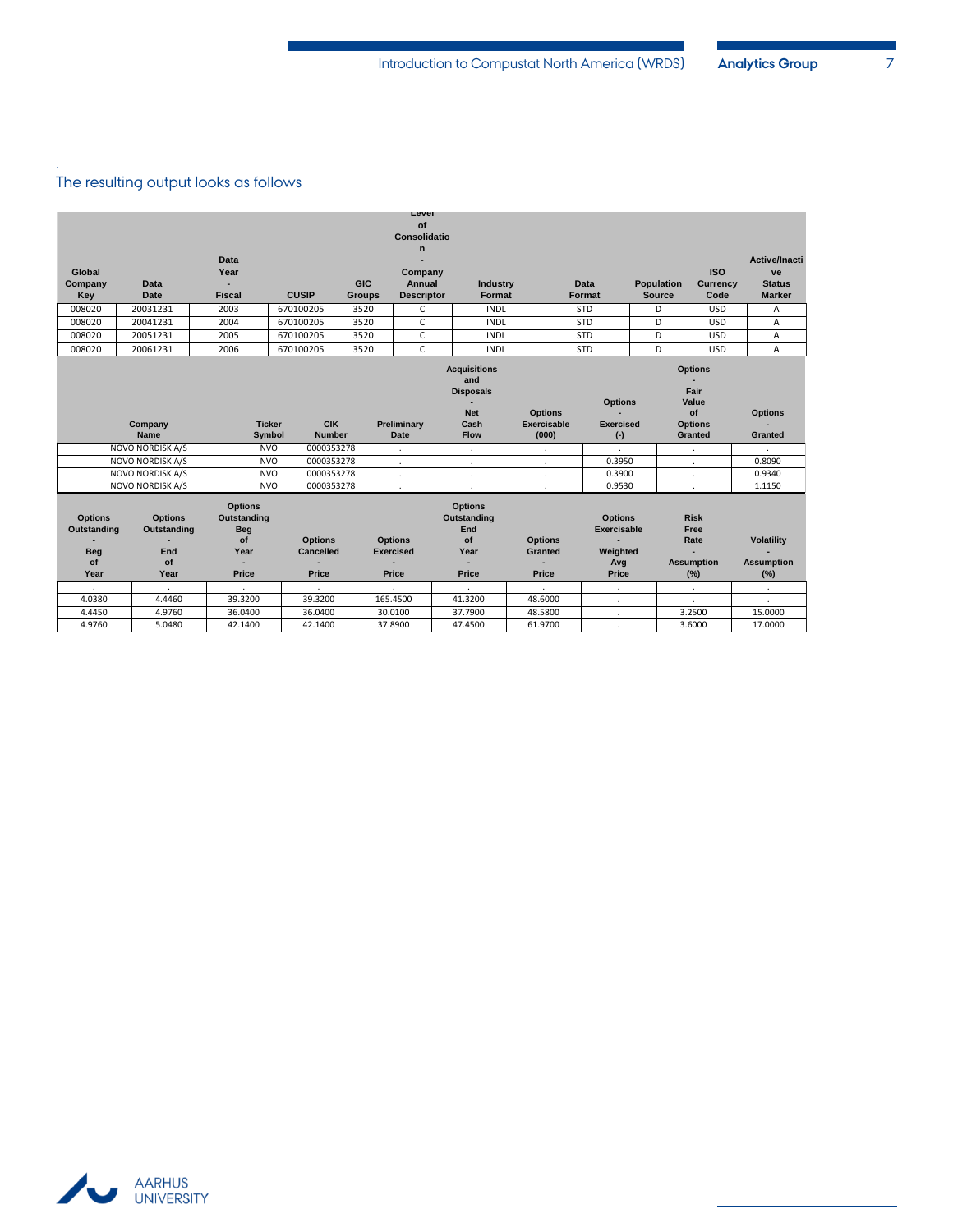The resulting output looks as follows

| Global Company Key | Data Date | Data Year - Fiscal | CUSIP | GIC Groups | Level of Consolidation - Company Annual Descriptor | Industry Format | Data Format | Population Source | ISO Currency Code | Active/Inactive Status Marker |
|---|---|---|---|---|---|---|---|---|---|---|
| 008020 | 20031231 | 2003 | 670100205 | 3520 | C | INDL | STD | D | USD | A |
| 008020 | 20041231 | 2004 | 670100205 | 3520 | C | INDL | STD | D | USD | A |
| 008020 | 20051231 | 2005 | 670100205 | 3520 | C | INDL | STD | D | USD | A |
| 008020 | 20061231 | 2006 | 670100205 | 3520 | C | INDL | STD | D | USD | A |

| Company Name | Ticker Symbol | CIK Number | Preliminary Date | Acquisitions and Disposals - Net Cash Flow | Options Exercisable (000) | Options - Exercised (-) | Options - Fair Value of Options Granted | Options - Granted |
|---|---|---|---|---|---|---|---|---|
| NOVO NORDISK A/S | NVO | 0000353278 | . | . | . | . | . | . |
| NOVO NORDISK A/S | NVO | 0000353278 | . | . | . | 0.3950 | . | 0.8090 |
| NOVO NORDISK A/S | NVO | 0000353278 | . | . | . | 0.3900 | . | 0.9340 |
| NOVO NORDISK A/S | NVO | 0000353278 | . | . | . | 0.9530 | . | 1.1150 |

| Options Outstanding - Beg of Year | Options Outstanding - End of Year | Options Outstanding Beg of Year - Price | Options Cancelled - Price | Options Exercised - Price | Options Outstanding End of Year - Price | Options Granted - Price | Options Exercisable - Weighted Avg Price | Risk Free Rate - Assumption (%) | Volatility - Assumption (%) |
|---|---|---|---|---|---|---|---|---|---|
| . | . | . | . | . | . | . | . | . | . |
| 4.0380 | 4.4460 | 39.3200 | 39.3200 | 165.4500 | 41.3200 | 48.6000 | . | . | . |
| 4.4450 | 4.9760 | 36.0400 | 36.0400 | 30.0100 | 37.7900 | 48.5800 | . | 3.2500 | 15.0000 |
| 4.9760 | 5.0480 | 42.1400 | 42.1400 | 37.8900 | 47.4500 | 61.9700 | . | 3.6000 | 17.0000 |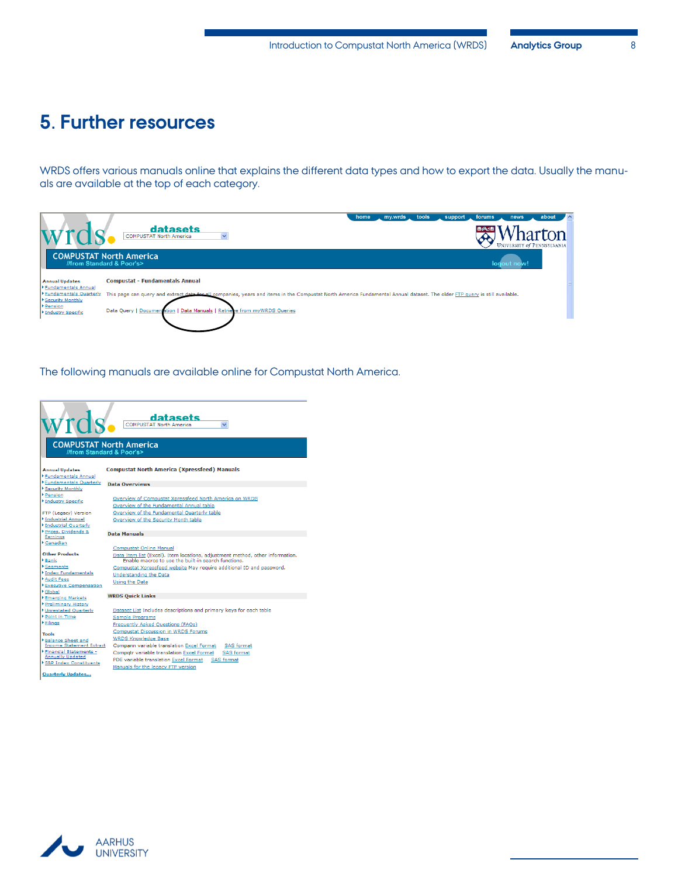# 5. Further resources

WRDS offers various manuals online that explains the different data types and how to export the data. Usually the manuals are available at the top of each category.

The following manuals are available online for Compustat North America.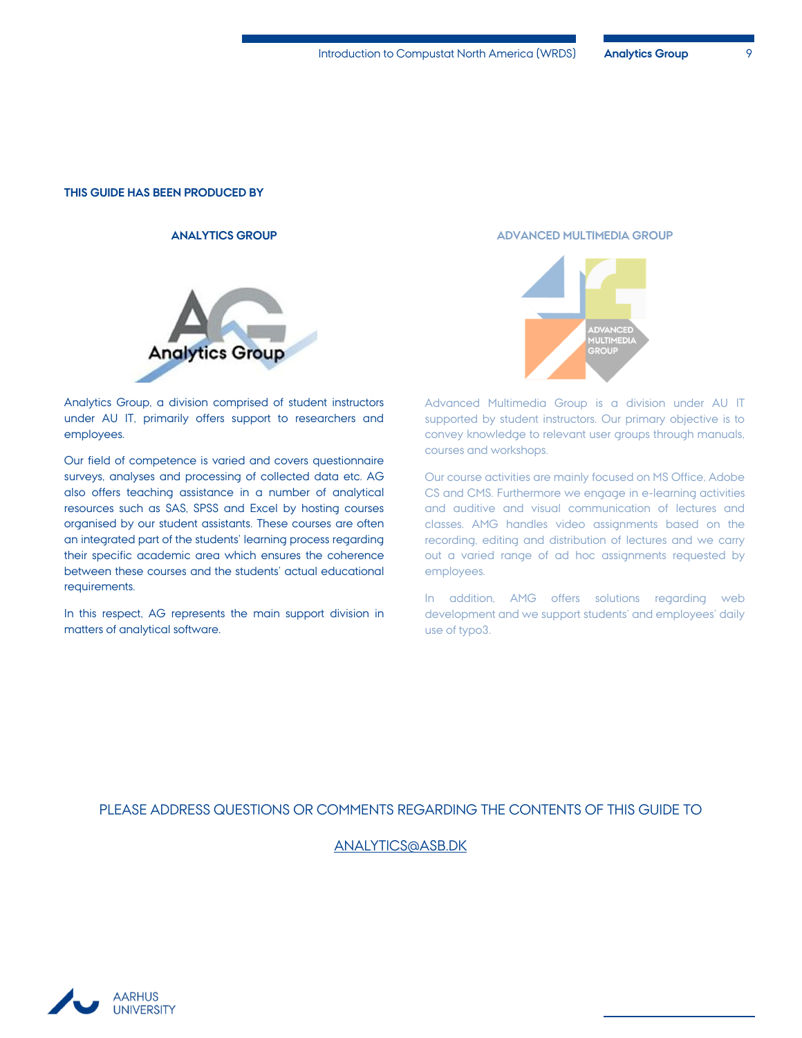### THIS GUIDE HAS BEEN PRODUCED BY

#### ANALYTICS GROUP

Analytics Group, a division comprised of student instructors under AU IT, primarily offers support to researchers and employees.

Our field of competence is varied and covers questionnaire surveys, analyses and processing of collected data etc. AG also offers teaching assistance in a number of analytical resources such as SAS, SPSS and Excel by hosting courses organised by our student assistants. These courses are often an integrated part of the students' learning process regarding their specific academic area which ensures the coherence between these courses and the students' actual educational requirements.

In this respect, AG represents the main support division in matters of analytical software.

#### ADVANCED MULTIMEDIA GROUP

Advanced Multimedia Group is a division under AU IT supported by student instructors. Our primary objective is to convey knowledge to relevant user groups through manuals, courses and workshops.

Our course activities are mainly focused on MS Office, Adobe CS and CMS. Furthermore we engage in e-learning activities and auditive and visual communication of lectures and classes. AMG handles video assignments based on the recording, editing and distribution of lectures and we carry out a varied range of ad hoc assignments requested by employees.

In addition, AMG offers solutions regarding web development and we support students' and employees' daily use of typo3.

PLEASE ADDRESS QUESTIONS OR COMMENTS REGARDING THE CONTENTS OF THIS GUIDE TO

ANALYTICS@ASB.DK